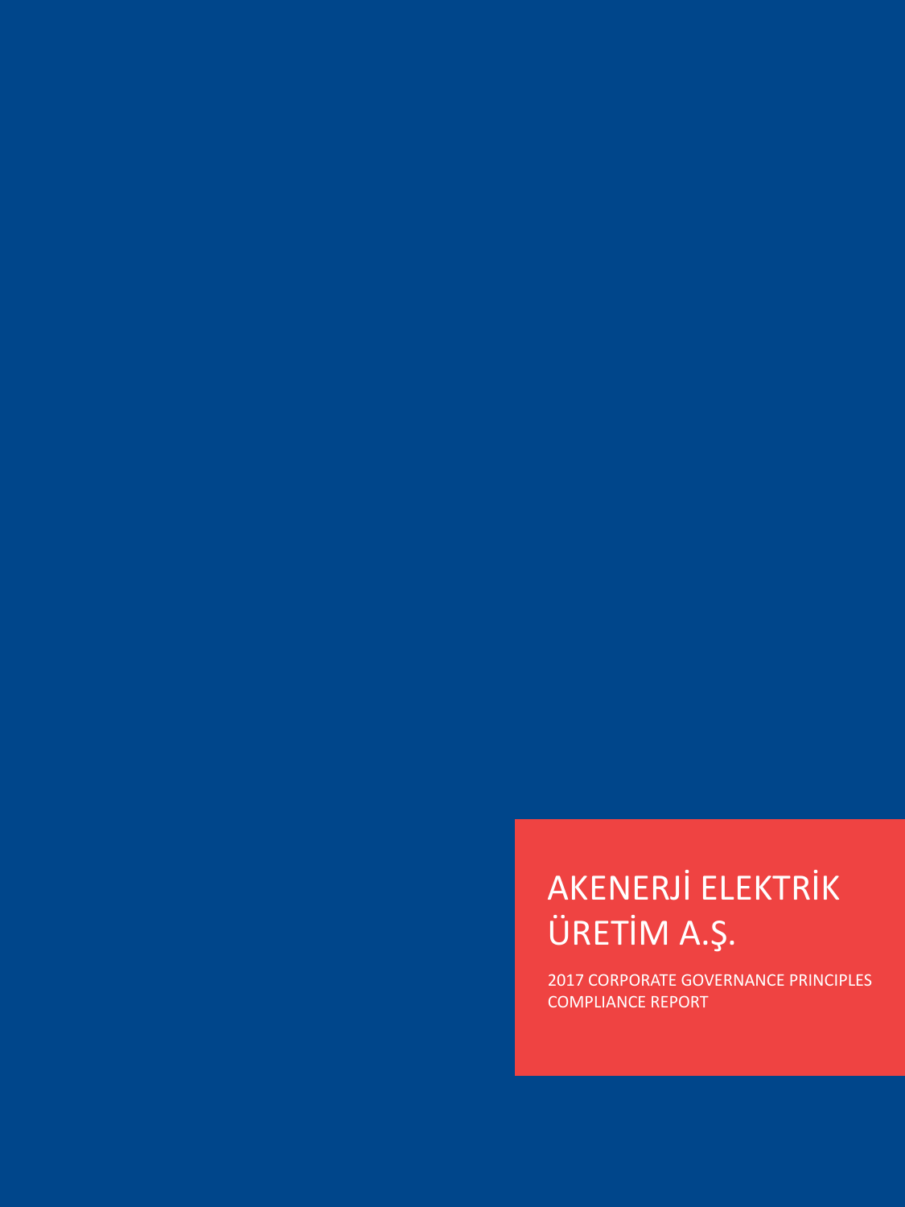# AKENERJİ ELEKTRİK ÜRETİM A.Ş.

2017 CORPORATE GOVERNANCE PRINCIPLES COMPLIANCE REPORT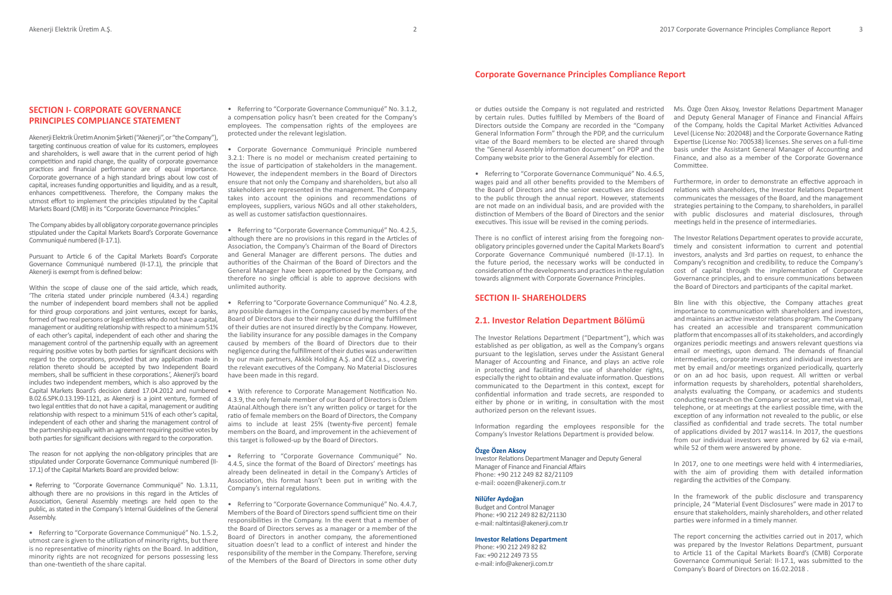# Corporate Governance Principles Compliance Report

## SECTION I- CORPORATE GOVERNANCE PRINCIPLES COMPLIANCE STATEMENT

Akenerji Elektrik Üretim Anonim Şirketi ("Akenerji", or "the Company"), targeting continuous creation of value for its customers, employees and shareholders, is well aware that in the current period of high competition and rapid change, the quality of corporate governance practices and financial performance are of equal importance. Corporate governance of a high standard brings about low cost of capital, increases funding opportunities and liquidity, and as a result, enhances competitiveness. Therefore, the Company makes the utmost effort to implement the principles stipulated by the Capital Markets Board (CMB) in its "Corporate Governance Principles."

The Company abides by all obligatory corporate governance principles stipulated under the Capital Markets Board's Corporate Governance Communiqué numbered (II-17.1).

Pursuant to Article 6 of the Capital Markets Board's Corporate Governance Communiqué numbered (II-17.1), the principle that Akenerji is exempt from is defined below:

Within the scope of clause one of the said article, which reads, 'The criteria stated under principle numbered (4.3.4.) regarding the number of independent board members shall not be applied for third group corporations and joint ventures, except for banks, formed of two real persons or legal entities who do not have a capital, management or auditing relationship with respect to a minimum 51% of each other's capital, independent of each other and sharing the management control of the partnership equally with an agreement requiring positive votes by both parties for significant decisions with regard to the corporations, provided that any application made in relation thereto should be accepted by two Independent Board members, shall be sufficient in these corporations.', Akenerji's board includes two independent members, which is also approved by the Capital Markets Board's decision dated 17.04.2012 and numbered B.02.6.SPK.0.13.199-1121, as Akenerji is a joint venture, formed of two legal entities that do not have a capital, management or auditing relationship with respect to a minimum 51% of each other's capital, independent of each other and sharing the management control of the partnership equally with an agreement requiring positive votes by both parties for significant decisions with regard to the corporation.

The reason for not applying the non-obligatory principles that are stipulated under Corporate Governance Communiqué numbered (II-17.1) of the Capital Markets Board are provided below:

- Referring to "Corporate Governance Communiqué" No. 1.3.11, although there are no provisions in this regard in the Articles of Association, General Assembly meetings are held open to the public, as stated in the Company's Internal Guidelines of the General Assembly.

- Referring to "Corporate Governance Communiqué" No. 1.5.2, utmost care is given to the utilization of minority rights, but there is no representative of minority rights on the Board. In addition, minority rights are not recognized for persons possessing less than one-twentieth of the share capital.

- Referring to "Corporate Governance Communiqué" No. 3.1.2, a compensation policy hasn't been created for the Company's employees. The compensation rights of the employees are protected under the relevant legislation.

- Corporate Governance Communiqué Principle numbered 3.2.1: There is no model or mechanism created pertaining to the issue of participation of stakeholders in the management. However, the independent members in the Board of Directors ensure that not only the Company and shareholders, but also all stakeholders are represented in the management. The Company takes into account the opinions and recommendations of employees, suppliers, various NGOs and all other stakeholders, as well as customer satisfaction questionnaires.

- Referring to "Corporate Governance Communiqué" No. 4.2.5, although there are no provisions in this regard in the Articles of Association, the Company's Chairman of the Board of Directors and General Manager are different persons. The duties and authorities of the Chairman of the Board of Directors and the General Manager have been apportioned by the Company, and therefore no single official is able to approve decisions with unlimited authority.

- Referring to "Corporate Governance Communiqué" No. 4.2.8, any possible damages in the Company caused by members of the Board of Directors due to their negligence during the fulfillment of their duties are not insured directly by the Company. However, the liability insurance for any possible damages in the Company caused by members of the Board of Directors due to their negligence during the fulfillment of their duties was underwritten by our main partners, Akkök Holding A.Ş. and ČEZ a.s., covering the relevant executives of the Company. No Material Disclosures have been made in this regard.

- With reference to Corporate Management Notification No. 4.3.9, the only female member of our Board of Directors is Özlem Ataünal.Although there isn't any written policy or target for the ratio of female members on the Board of Directors, the Company aims to include at least 25% (twenty-five percent) female members on the Board, and improvement in the achievement of this target is followed-up by the Board of Directors.

- Referring to "Corporate Governance Communiqué" No. 4.4.5, since the format of the Board of Directors' meetings has already been delineated in detail in the Company's Articles of Association, this format hasn't been put in writing with the Company's internal regulations.

- Referring to "Corporate Governance Communiqué" No. 4.4.7, Members of the Board of Directors spend sufficient time on their responsibilities in the Company. In the event that a member of the Board of Directors serves as a manager or a member of the Board of Directors in another company, the aforementioned situation doesn't lead to a conflict of interest and hinder the responsibility of the member in the Company. Therefore, serving of the Members of the Board of Directors in some other duty or duties outside the Company is not regulated and restricted by certain rules. Duties fulfilled by Members of the Board of Directors outside the Company are recorded in the "Company General Information Form" through the PDP, and the curriculum vitae of the Board members to be elected are shared through the "General Assembly information document" on PDP and the Company website prior to the General Assembly for election.

- Referring to "Corporate Governance Communiqué" No. 4.6.5, wages paid and all other benefits provided to the Members of the Board of Directors and the senior executives are disclosed to the public through the annual report. However, statements are not made on an individual basis, and are provided with the distinction of Members of the Board of Directors and the senior executives. This issue will be revised in the coming periods.

There is no conflict of interest arising from the foregoing non-obligatory principles governed under the Capital Markets Board's Corporate Governance Communiqué numbered (II-17.1). In the future period, the necessary works will be conducted in consideration of the developments and practices in the regulation towards alignment with Corporate Governance Principles.

## SECTION II- SHAREHOLDERS

### 2.1. Investor Relation Department Bölümü

The Investor Relations Department ("Department"), which was established as per obligation, as well as the Company's organs pursuant to the legislation, serves under the Assistant General Manager of Accounting and Finance, and plays an active role in protecting and facilitating the use of shareholder rights, especially the right to obtain and evaluate information. Questions communicated to the Department in this context, except for confidential information and trade secrets, are responded to either by phone or in writing, in consultation with the most authorized person on the relevant issues.

Information regarding the employees responsible for the Company's Investor Relations Department is provided below.

**Özge Özen Aksoy**
Investor Relations Department Manager and Deputy General Manager of Finance and Financial Affairs
Phone: +90 212 249 82 82/21109
e-mail: oozen@akenerji.com.tr

**Nilüfer Aydoğan**
Budget and Control Manager
Phone: +90 212 249 82 82/21130
e-mail: naltintasi@akenerji.com.tr

**Investor Relations Department**
Phone: +90 212 249 82 82
Fax: +90 212 249 73 55
e-mail: info@akenerji.com.tr

Ms. Özge Özen Aksoy, Investor Relations Department Manager and Deputy General Manager of Finance and Financial Affairs of the Company, holds the Capital Market Activities Advanced Level (License No: 202048) and the Corporate Governance Rating Expertise (License No: 700538) licenses. She serves on a full-time basis under the Assistant General Manager of Accounting and Finance, and also as a member of the Corporate Governance Committee.

Furthermore, in order to demonstrate an effective approach in relations with shareholders, the Investor Relations Department communicates the messages of the Board, and the management strategies pertaining to the Company, to shareholders, in parallel with public disclosures and material disclosures, through meetings held in the presence of intermediaries.

The Investor Relations Department operates to provide accurate, timely and consistent information to current and potential investors, analysts and 3rd parties on request, to enhance the Company's recognition and credibility, to reduce the Company's cost of capital through the implementation of Corporate Governance principles, and to ensure communications between the Board of Directors and participants of the capital market.

BIn line with this objective, the Company attaches great importance to communication with shareholders and investors, and maintains an active investor relations program. The Company has created an accessible and transparent communication platform that encompasses all of its stakeholders, and accordingly organizes periodic meetings and answers relevant questions via email or meetings, upon demand. The demands of financial intermediaries, corporate investors and individual investors are met by email and/or meetings organized periodically, quarterly or on an ad hoc basis, upon request. All written or verbal information requests by shareholders, potential shareholders, analysts evaluating the Company, or academics and students conducting research on the Company or sector, are met via email, telephone, or at meetings at the earliest possible time, with the exception of any information not revealed to the public, or else classified as confidential and trade secrets. The total number of applications divided by 2017 was114. In 2017, the questions from our individual investors were answered by 62 via e-mail, while 52 of them were answered by phone.

In 2017, one to one meetings were held with 4 intermediaries, with the aim of providing them with detailed information regarding the activities of the Company.

In the framework of the public disclosure and transparency principle, 24 "Material Event Disclosures" were made in 2017 to ensure that stakeholders, mainly shareholders, and other related parties were informed in a timely manner.

The report concerning the activities carried out in 2017, which was prepared by the Investor Relations Department, pursuant to Article 11 of the Capital Markets Board's (CMB) Corporate Governance Communiqué Serial: II-17.1, was submitted to the Company's Board of Directors on 16.02.2018 .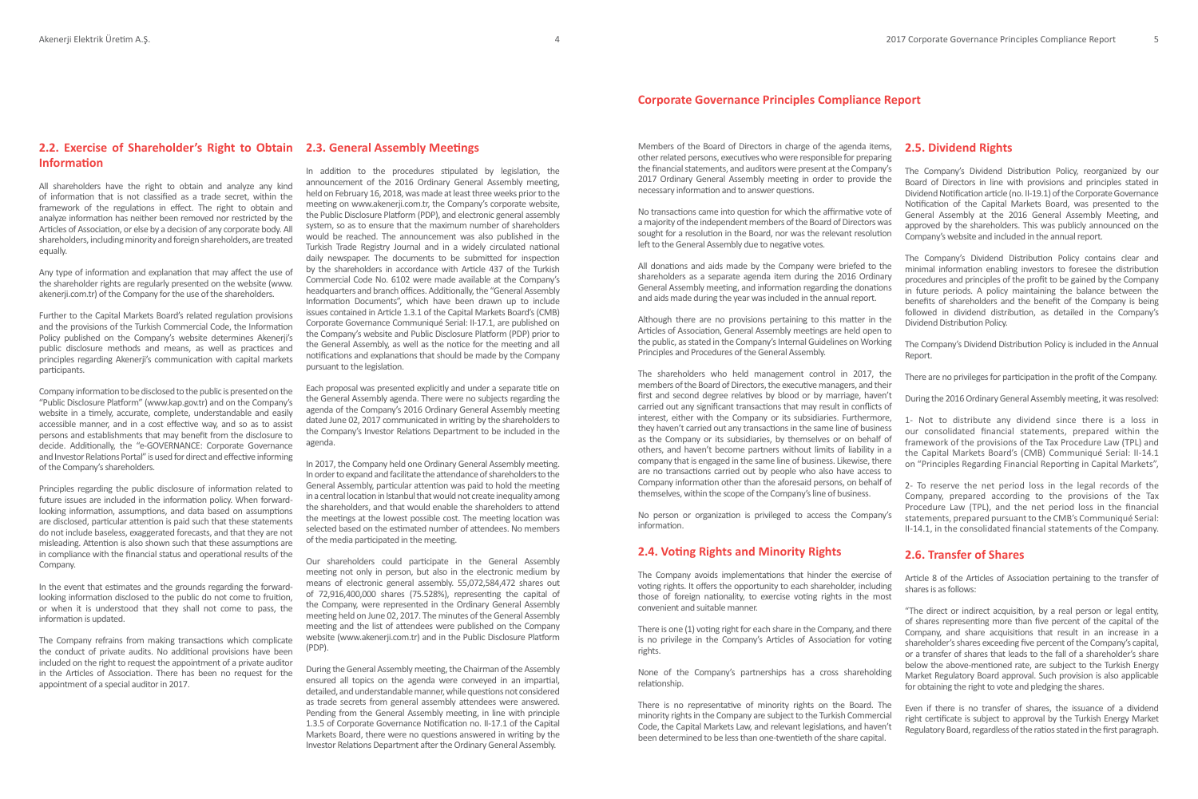## 2.2. Exercise of Shareholder's Right to Obtain Information

All shareholders have the right to obtain and analyze any kind of information that is not classified as a trade secret, within the framework of the regulations in effect. The right to obtain and analyze information has neither been removed nor restricted by the Articles of Association, or else by a decision of any corporate body. All shareholders, including minority and foreign shareholders, are treated equally.

Any type of information and explanation that may affect the use of the shareholder rights are regularly presented on the website (www.akenerji.com.tr) of the Company for the use of the shareholders.

Further to the Capital Markets Board's related regulation provisions and the provisions of the Turkish Commercial Code, the Information Policy published on the Company's website determines Akenerji's public disclosure methods and means, as well as practices and principles regarding Akenerji's communication with capital markets participants.

Company information to be disclosed to the public is presented on the "Public Disclosure Platform" (www.kap.gov.tr) and on the Company's website in a timely, accurate, complete, understandable and easily accessible manner, and in a cost effective way, and so as to assist persons and establishments that may benefit from the disclosure to decide. Additionally, the "e-GOVERNANCE: Corporate Governance and Investor Relations Portal" is used for direct and effective informing of the Company's shareholders.

Principles regarding the public disclosure of information related to future issues are included in the information policy. When forward-looking information, assumptions, and data based on assumptions are disclosed, particular attention is paid such that these statements do not include baseless, exaggerated forecasts, and that they are not misleading. Attention is also shown such that these assumptions are in compliance with the financial status and operational results of the Company.

In the event that estimates and the grounds regarding the forward-looking information disclosed to the public do not come to fruition, or when it is understood that they shall not come to pass, the information is updated.

The Company refrains from making transactions which complicate the conduct of private audits. No additional provisions have been included on the right to request the appointment of a private auditor in the Articles of Association. There has been no request for the appointment of a special auditor in 2017.

## 2.3. General Assembly Meetings

In addition to the procedures stipulated by legislation, the announcement of the 2016 Ordinary General Assembly meeting, held on February 16, 2018, was made at least three weeks prior to the meeting on www.akenerji.com.tr, the Company's corporate website, the Public Disclosure Platform (PDP), and electronic general assembly system, so as to ensure that the maximum number of shareholders would be reached. The announcement was also published in the Turkish Trade Registry Journal and in a widely circulated national daily newspaper. The documents to be submitted for inspection by the shareholders in accordance with Article 437 of the Turkish Commercial Code No. 6102 were made available at the Company's headquarters and branch offices. Additionally, the "General Assembly Information Documents", which have been drawn up to include issues contained in Article 1.3.1 of the Capital Markets Board's (CMB) Corporate Governance Communiqué Serial: II-17.1, are published on the Company's website and Public Disclosure Platform (PDP) prior to the General Assembly, as well as the notice for the meeting and all notifications and explanations that should be made by the Company pursuant to the legislation.

Each proposal was presented explicitly and under a separate title on the General Assembly agenda. There were no subjects regarding the agenda of the Company's 2016 Ordinary General Assembly meeting dated June 02, 2017 communicated in writing by the shareholders to the Company's Investor Relations Department to be included in the agenda.

In 2017, the Company held one Ordinary General Assembly meeting. In order to expand and facilitate the attendance of shareholders to the General Assembly, particular attention was paid to hold the meeting in a central location in Istanbul that would not create inequality among the shareholders, and that would enable the shareholders to attend the meetings at the lowest possible cost. The meeting location was selected based on the estimated number of attendees. No members of the media participated in the meeting.

Our shareholders could participate in the General Assembly meeting not only in person, but also in the electronic medium by means of electronic general assembly. 55,072,584,472 shares out of 72,916,400,000 shares (75.528%), representing the capital of the Company, were represented in the Ordinary General Assembly meeting held on June 02, 2017. The minutes of the General Assembly meeting and the list of attendees were published on the Company website (www.akenerji.com.tr) and in the Public Disclosure Platform (PDP).

During the General Assembly meeting, the Chairman of the Assembly ensured all topics on the agenda were conveyed in an impartial, detailed, and understandable manner, while questions not considered as trade secrets from general assembly attendees were answered. Pending from the General Assembly meeting, in line with principle 1.3.5 of Corporate Governance Notification no. II-17.1 of the Capital Markets Board, there were no questions answered in writing by the Investor Relations Department after the Ordinary General Assembly.

Members of the Board of Directors in charge of the agenda items, other related persons, executives who were responsible for preparing the financial statements, and auditors were present at the Company's 2017 Ordinary General Assembly meeting in order to provide the necessary information and to answer questions.

No transactions came into question for which the affirmative vote of a majority of the independent members of the Board of Directors was sought for a resolution in the Board, nor was the relevant resolution left to the General Assembly due to negative votes.

All donations and aids made by the Company were briefed to the shareholders as a separate agenda item during the 2016 Ordinary General Assembly meeting, and information regarding the donations and aids made during the year was included in the annual report.

Although there are no provisions pertaining to this matter in the Articles of Association, General Assembly meetings are held open to the public, as stated in the Company's Internal Guidelines on Working Principles and Procedures of the General Assembly.

The shareholders who held management control in 2017, the members of the Board of Directors, the executive managers, and their first and second degree relatives by blood or by marriage, haven't carried out any significant transactions that may result in conflicts of interest, either with the Company or its subsidiaries. Furthermore, they haven't carried out any transactions in the same line of business as the Company or its subsidiaries, by themselves or on behalf of others, and haven't become partners without limits of liability in a company that is engaged in the same line of business. Likewise, there are no transactions carried out by people who also have access to Company information other than the aforesaid persons, on behalf of themselves, within the scope of the Company's line of business.

No person or organization is privileged to access the Company's information.

## 2.4. Voting Rights and Minority Rights

The Company avoids implementations that hinder the exercise of voting rights. It offers the opportunity to each shareholder, including those of foreign nationality, to exercise voting rights in the most convenient and suitable manner.

There is one (1) voting right for each share in the Company, and there is no privilege in the Company's Articles of Association for voting rights.

None of the Company's partnerships has a cross shareholding relationship.

There is no representative of minority rights on the Board. The minority rights in the Company are subject to the Turkish Commercial Code, the Capital Markets Law, and relevant legislations, and haven't been determined to be less than one-twentieth of the share capital.

## 2.5. Dividend Rights

The Company's Dividend Distribution Policy, reorganized by our Board of Directors in line with provisions and principles stated in Dividend Notification article (no. II-19.1) of the Corporate Governance Notification of the Capital Markets Board, was presented to the General Assembly at the 2016 General Assembly Meeting, and approved by the shareholders. This was publicly announced on the Company's website and included in the annual report.

The Company's Dividend Distribution Policy contains clear and minimal information enabling investors to foresee the distribution procedures and principles of the profit to be gained by the Company in future periods. A policy maintaining the balance between the benefits of shareholders and the benefit of the Company is being followed in dividend distribution, as detailed in the Company's Dividend Distribution Policy.

The Company's Dividend Distribution Policy is included in the Annual Report.

There are no privileges for participation in the profit of the Company.

During the 2016 Ordinary General Assembly meeting, it was resolved:

1- Not to distribute any dividend since there is a loss in our consolidated financial statements, prepared within the framework of the provisions of the Tax Procedure Law (TPL) and the Capital Markets Board's (CMB) Communiqué Serial: II-14.1 on "Principles Regarding Financial Reporting in Capital Markets",

2- To reserve the net period loss in the legal records of the Company, prepared according to the provisions of the Tax Procedure Law (TPL), and the net period loss in the financial statements, prepared pursuant to the CMB's Communiqué Serial: II-14.1, in the consolidated financial statements of the Company.

## 2.6. Transfer of Shares

Article 8 of the Articles of Association pertaining to the transfer of shares is as follows:

"The direct or indirect acquisition, by a real person or legal entity, of shares representing more than five percent of the capital of the Company, and share acquisitions that result in an increase in a shareholder's shares exceeding five percent of the Company's capital, or a transfer of shares that leads to the fall of a shareholder's share below the above-mentioned rate, are subject to the Turkish Energy Market Regulatory Board approval. Such provision is also applicable for obtaining the right to vote and pledging the shares.

Even if there is no transfer of shares, the issuance of a dividend right certificate is subject to approval by the Turkish Energy Market Regulatory Board, regardless of the ratios stated in the first paragraph.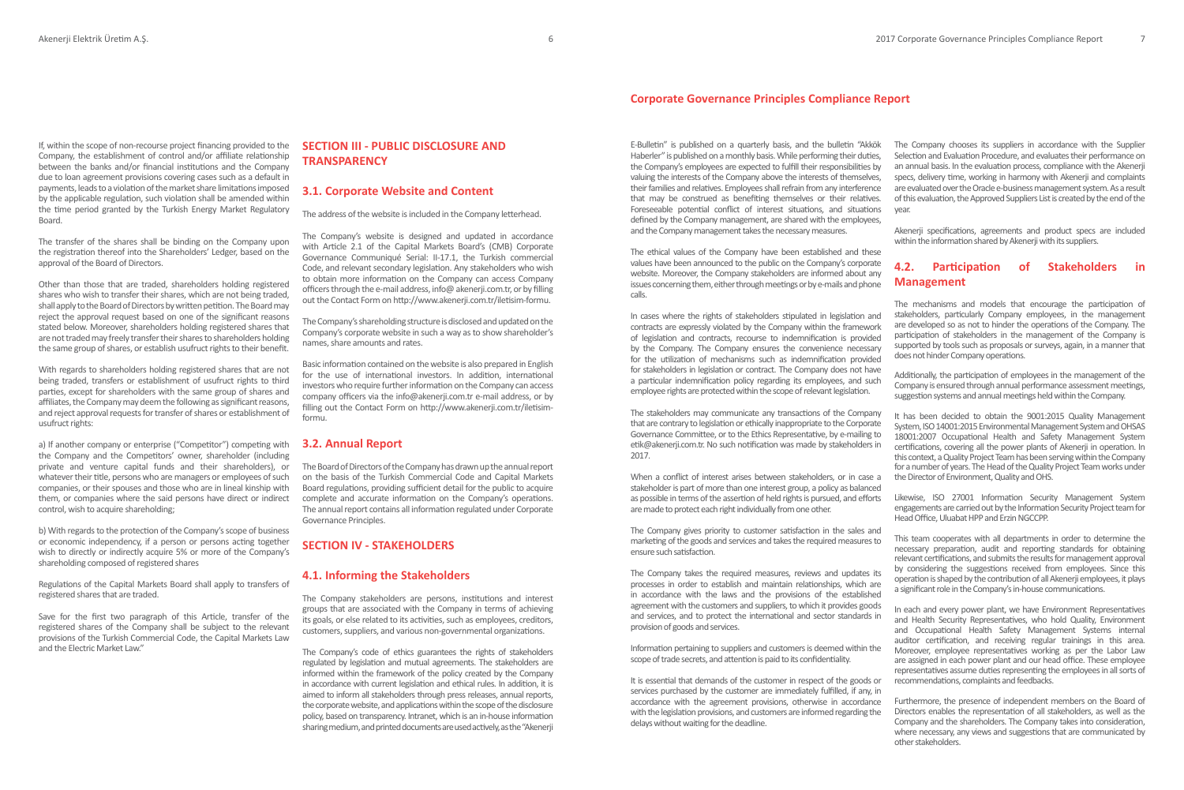If, within the scope of non-recourse project financing provided to the Company, the establishment of control and/or affiliate relationship between the banks and/or financial institutions and the Company due to loan agreement provisions covering cases such as a default in payments, leads to a violation of the market share limitations imposed by the applicable regulation, such violation shall be amended within the time period granted by the Turkish Energy Market Regulatory Board.

The transfer of the shares shall be binding on the Company upon the registration thereof into the Shareholders' Ledger, based on the approval of the Board of Directors.

Other than those that are traded, shareholders holding registered shares who wish to transfer their shares, which are not being traded, shall apply to the Board of Directors by written petition. The Board may reject the approval request based on one of the significant reasons stated below. Moreover, shareholders holding registered shares that are not traded may freely transfer their shares to shareholders holding the same group of shares, or establish usufruct rights to their benefit.

With regards to shareholders holding registered shares that are not being traded, transfers or establishment of usufruct rights to third parties, except for shareholders with the same group of shares and affiliates, the Company may deem the following as significant reasons, and reject approval requests for transfer of shares or establishment of usufruct rights:

a) If another company or enterprise ("Competitor") competing with the Company and the Competitors' owner, shareholder (including private and venture capital funds and their shareholders), or whatever their title, persons who are managers or employees of such companies, or their spouses and those who are in lineal kinship with them, or companies where the said persons have direct or indirect control, wish to acquire shareholding;

b) With regards to the protection of the Company's scope of business or economic independency, if a person or persons acting together wish to directly or indirectly acquire 5% or more of the Company's shareholding composed of registered shares

Regulations of the Capital Markets Board shall apply to transfers of registered shares that are traded.

Save for the first two paragraph of this Article, transfer of the registered shares of the Company shall be subject to the relevant provisions of the Turkish Commercial Code, the Capital Markets Law and the Electric Market Law."

## SECTION III - PUBLIC DISCLOSURE AND TRANSPARENCY

### 3.1. Corporate Website and Content

The address of the website is included in the Company letterhead.

The Company's website is designed and updated in accordance with Article 2.1 of the Capital Markets Board's (CMB) Corporate Governance Communiqué Serial: II-17.1, the Turkish commercial Code, and relevant secondary legislation. Any stakeholders who wish to obtain more information on the Company can access Company officers through the e-mail address, info@ akenerji.com.tr, or by filling out the Contact Form on http://www.akenerji.com.tr/iletisim-formu.

The Company's shareholding structure is disclosed and updated on the Company's corporate website in such a way as to show shareholder's names, share amounts and rates.

Basic information contained on the website is also prepared in English for the use of international investors. In addition, international investors who require further information on the Company can access company officers via the info@akenerji.com.tr e-mail address, or by filling out the Contact Form on http://www.akenerji.com.tr/iletisim-formu.

### 3.2. Annual Report

The Board of Directors of the Company has drawn up the annual report on the basis of the Turkish Commercial Code and Capital Markets Board regulations, providing sufficient detail for the public to acquire complete and accurate information on the Company's operations. The annual report contains all information regulated under Corporate Governance Principles.

## SECTION IV - STAKEHOLDERS

### 4.1. Informing the Stakeholders

The Company stakeholders are persons, institutions and interest groups that are associated with the Company in terms of achieving its goals, or else related to its activities, such as employees, creditors, customers, suppliers, and various non-governmental organizations.

The Company's code of ethics guarantees the rights of stakeholders regulated by legislation and mutual agreements. The stakeholders are informed within the framework of the policy created by the Company in accordance with current legislation and ethical rules. In addition, it is aimed to inform all stakeholders through press releases, annual reports, the corporate website, and applications within the scope of the disclosure policy, based on transparency. Intranet, which is an in-house information sharing medium, and printed documents are used actively, as the "Akenerji E-Bulletin" is published on a quarterly basis, and the bulletin "Akkök Haberler" is published on a monthly basis. While performing their duties, the Company's employees are expected to fulfill their responsibilities by valuing the interests of the Company above the interests of themselves, their families and relatives. Employees shall refrain from any interference that may be construed as benefiting themselves or their relatives. Foreseeable potential conflict of interest situations, and situations defined by the Company management, are shared with the employees, and the Company management takes the necessary measures.

The ethical values of the Company have been established and these values have been announced to the public on the Company's corporate website. Moreover, the Company stakeholders are informed about any issues concerning them, either through meetings or by e-mails and phone calls.

In cases where the rights of stakeholders stipulated in legislation and contracts are expressly violated by the Company within the framework of legislation and contracts, recourse to indemnification is provided by the Company. The Company ensures the convenience necessary for the utilization of mechanisms such as indemnification provided for stakeholders in legislation or contract. The Company does not have a particular indemnification policy regarding its employees, and such employee rights are protected within the scope of relevant legislation.

The stakeholders may communicate any transactions of the Company that are contrary to legislation or ethically inappropriate to the Corporate Governance Committee, or to the Ethics Representative, by e-mailing to etik@akenerji.com.tr. No such notification was made by stakeholders in 2017.

When a conflict of interest arises between stakeholders, or in case a stakeholder is part of more than one interest group, a policy as balanced as possible in terms of the assertion of held rights is pursued, and efforts are made to protect each right individually from one other.

The Company gives priority to customer satisfaction in the sales and marketing of the goods and services and takes the required measures to ensure such satisfaction.

The Company takes the required measures, reviews and updates its processes in order to establish and maintain relationships, which are in accordance with the laws and the provisions of the established agreement with the customers and suppliers, to which it provides goods and services, and to protect the international and sector standards in provision of goods and services.

Information pertaining to suppliers and customers is deemed within the scope of trade secrets, and attention is paid to its confidentiality.

It is essential that demands of the customer in respect of the goods or services purchased by the customer are immediately fulfilled, if any, in accordance with the agreement provisions, otherwise in accordance with the legislation provisions, and customers are informed regarding the delays without waiting for the deadline.

The Company chooses its suppliers in accordance with the Supplier Selection and Evaluation Procedure, and evaluates their performance on an annual basis. In the evaluation process, compliance with the Akenerji specs, delivery time, working in harmony with Akenerji and complaints are evaluated over the Oracle e-business management system. As a result of this evaluation, the Approved Suppliers List is created by the end of the year.

Akenerji specifications, agreements and product specs are included within the information shared by Akenerji with its suppliers.

### 4.2. Participation of Stakeholders in Management

The mechanisms and models that encourage the participation of stakeholders, particularly Company employees, in the management are developed so as not to hinder the operations of the Company. The participation of stakeholders in the management of the Company is supported by tools such as proposals or surveys, again, in a manner that does not hinder Company operations.

Additionally, the participation of employees in the management of the Company is ensured through annual performance assessment meetings, suggestion systems and annual meetings held within the Company.

It has been decided to obtain the 9001:2015 Quality Management System, ISO 14001:2015 Environmental Management System and OHSAS 18001:2007 Occupational Health and Safety Management System certifications, covering all the power plants of Akenerji in operation. In this context, a Quality Project Team has been serving within the Company for a number of years. The Head of the Quality Project Team works under the Director of Environment, Quality and OHS.

Likewise, ISO 27001 Information Security Management System engagements are carried out by the Information Security Project team for Head Office, Uluabat HPP and Erzin NGCCPP.

This team cooperates with all departments in order to determine the necessary preparation, audit and reporting standards for obtaining relevant certifications, and submits the results for management approval by considering the suggestions received from employees. Since this operation is shaped by the contribution of all Akenerji employees, it plays a significant role in the Company's in-house communications.

In each and every power plant, we have Environment Representatives and Health Security Representatives, who hold Quality, Environment and Occupational Health Safety Management Systems internal auditor certification, and receiving regular trainings in this area. Moreover, employee representatives working as per the Labor Law are assigned in each power plant and our head office. These employee representatives assume duties representing the employees in all sorts of recommendations, complaints and feedbacks.

Furthermore, the presence of independent members on the Board of Directors enables the representation of all stakeholders, as well as the Company and the shareholders. The Company takes into consideration, where necessary, any views and suggestions that are communicated by other stakeholders.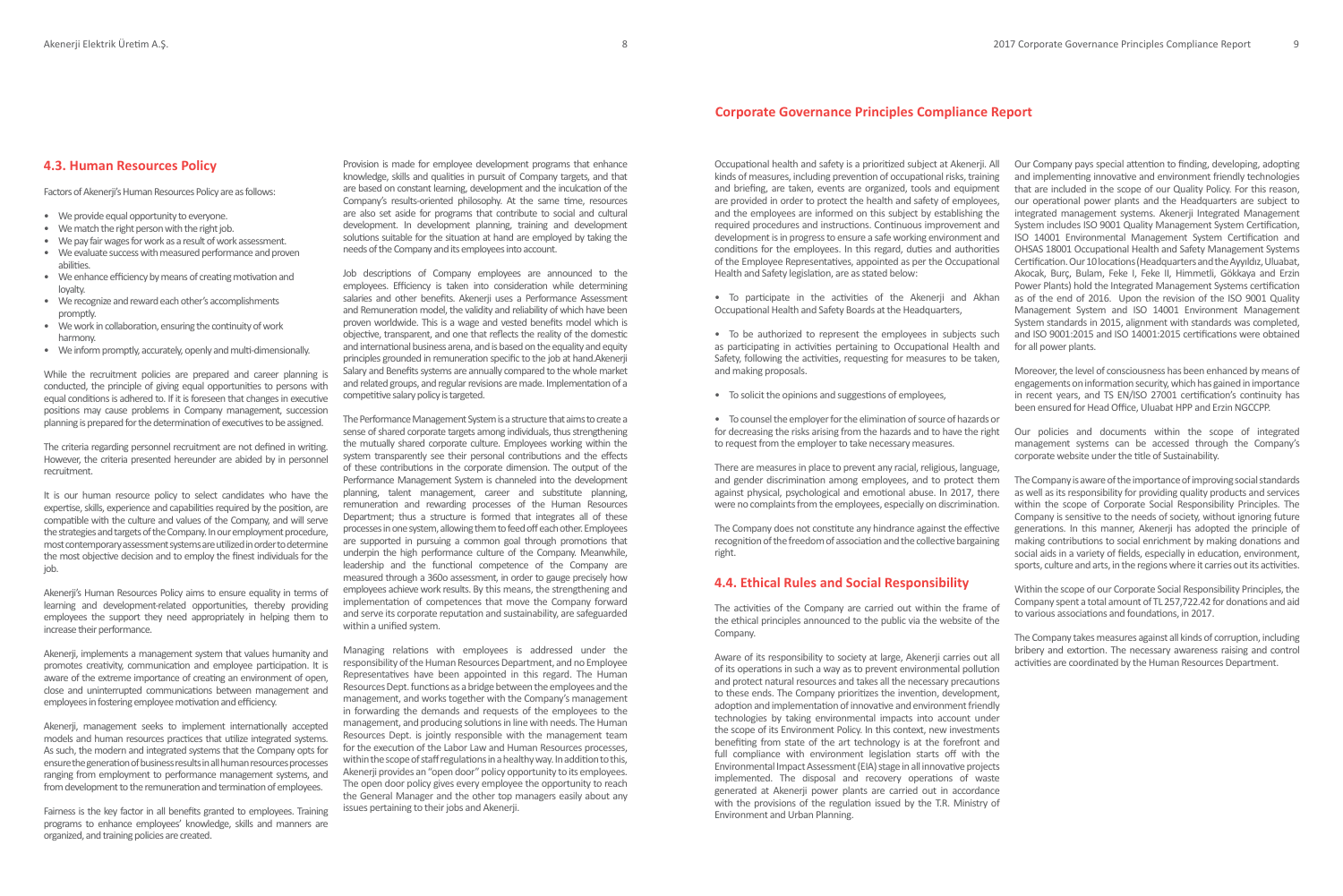## 4.3. Human Resources Policy

Factors of Akenerji's Human Resources Policy are as follows:

- We provide equal opportunity to everyone.
- We match the right person with the right job.
- We pay fair wages for work as a result of work assessment.
- We evaluate success with measured performance and proven abilities.
- We enhance efficiency by means of creating motivation and loyalty.
- We recognize and reward each other's accomplishments promptly.
- We work in collaboration, ensuring the continuity of work harmony.
- We inform promptly, accurately, openly and multi-dimensionally.

While the recruitment policies are prepared and career planning is conducted, the principle of giving equal opportunities to persons with equal conditions is adhered to. If it is foreseen that changes in executive positions may cause problems in Company management, succession planning is prepared for the determination of executives to be assigned.

The criteria regarding personnel recruitment are not defined in writing. However, the criteria presented hereunder are abided by in personnel recruitment.

It is our human resource policy to select candidates who have the expertise, skills, experience and capabilities required by the position, are compatible with the culture and values of the Company, and will serve the strategies and targets of the Company. In our employment procedure, most contemporary assessment systems are utilized in order to determine the most objective decision and to employ the finest individuals for the job.

Akenerji's Human Resources Policy aims to ensure equality in terms of learning and development-related opportunities, thereby providing employees the support they need appropriately in helping them to increase their performance.

Akenerji, implements a management system that values humanity and promotes creativity, communication and employee participation. It is aware of the extreme importance of creating an environment of open, close and uninterrupted communications between management and employees in fostering employee motivation and efficiency.

Akenerji, management seeks to implement internationally accepted models and human resources practices that utilize integrated systems. As such, the modern and integrated systems that the Company opts for ensure the generation of business results in all human resources processes ranging from employment to performance management systems, and from development to the remuneration and termination of employees.

Fairness is the key factor in all benefits granted to employees. Training programs to enhance employees' knowledge, skills and manners are organized, and training policies are created.

Provision is made for employee development programs that enhance knowledge, skills and qualities in pursuit of Company targets, and that are based on constant learning, development and the inculcation of the Company's results-oriented philosophy. At the same time, resources are also set aside for programs that contribute to social and cultural development. In development planning, training and development solutions suitable for the situation at hand are employed by taking the needs of the Company and its employees into account.

Job descriptions of Company employees are announced to the employees. Efficiency is taken into consideration while determining salaries and other benefits. Akenerji uses a Performance Assessment and Remuneration model, the validity and reliability of which have been proven worldwide. This is a wage and vested benefits model which is objective, transparent, and one that reflects the reality of the domestic and international business arena, and is based on the equality and equity principles grounded in remuneration specific to the job at hand.Akenerji Salary and Benefits systems are annually compared to the whole market and related groups, and regular revisions are made. Implementation of a competitive salary policy is targeted.

The Performance Management System is a structure that aims to create a sense of shared corporate targets among individuals, thus strengthening the mutually shared corporate culture. Employees working within the system transparently see their personal contributions and the effects of these contributions in the corporate dimension. The output of the Performance Management System is channeled into the development planning, talent management, career and substitute planning, remuneration and rewarding processes of the Human Resources Department; thus a structure is formed that integrates all of these processes in one system, allowing them to feed off each other. Employees are supported in pursuing a common goal through promotions that underpin the high performance culture of the Company. Meanwhile, leadership and the functional competence of the Company are measured through a 360o assessment, in order to gauge precisely how employees achieve work results. By this means, the strengthening and implementation of competences that move the Company forward and serve its corporate reputation and sustainability, are safeguarded within a unified system.

Managing relations with employees is addressed under the responsibility of the Human Resources Department, and no Employee Representatives have been appointed in this regard. The Human Resources Dept. functions as a bridge between the employees and the management, and works together with the Company's management in forwarding the demands and requests of the employees to the management, and producing solutions in line with needs. The Human Resources Dept. is jointly responsible with the management team for the execution of the Labor Law and Human Resources processes, within the scope of staff regulations in a healthy way. In addition to this, Akenerji provides an "open door" policy opportunity to its employees. The open door policy gives every employee the opportunity to reach the General Manager and the other top managers easily about any issues pertaining to their jobs and Akenerji.

# Corporate Governance Principles Compliance Report

Occupational health and safety is a prioritized subject at Akenerji. All kinds of measures, including prevention of occupational risks, training and briefing, are taken, events are organized, tools and equipment are provided in order to protect the health and safety of employees, and the employees are informed on this subject by establishing the required procedures and instructions. Continuous improvement and development is in progress to ensure a safe working environment and conditions for the employees. In this regard, duties and authorities of the Employee Representatives, appointed as per the Occupational Health and Safety legislation, are as stated below:

- To participate in the activities of the Akenerji and Akhan Occupational Health and Safety Boards at the Headquarters,
- To be authorized to represent the employees in subjects such as participating in activities pertaining to Occupational Health and Safety, following the activities, requesting for measures to be taken, and making proposals.
- To solicit the opinions and suggestions of employees,
- To counsel the employer for the elimination of source of hazards or for decreasing the risks arising from the hazards and to have the right to request from the employer to take necessary measures.

There are measures in place to prevent any racial, religious, language, and gender discrimination among employees, and to protect them against physical, psychological and emotional abuse. In 2017, there were no complaints from the employees, especially on discrimination.

The Company does not constitute any hindrance against the effective recognition of the freedom of association and the collective bargaining right.

## 4.4. Ethical Rules and Social Responsibility

The activities of the Company are carried out within the frame of the ethical principles announced to the public via the website of the Company.

Aware of its responsibility to society at large, Akenerji carries out all of its operations in such a way as to prevent environmental pollution and protect natural resources and takes all the necessary precautions to these ends. The Company prioritizes the invention, development, adoption and implementation of innovative and environment friendly technologies by taking environmental impacts into account under the scope of its Environment Policy. In this context, new investments benefiting from state of the art technology is at the forefront and full compliance with environment legislation starts off with the Environmental Impact Assessment (EIA) stage in all innovative projects implemented. The disposal and recovery operations of waste generated at Akenerji power plants are carried out in accordance with the provisions of the regulation issued by the T.R. Ministry of Environment and Urban Planning.

Our Company pays special attention to finding, developing, adopting and implementing innovative and environment friendly technologies that are included in the scope of our Quality Policy. For this reason, our operational power plants and the Headquarters are subject to integrated management systems. Akenerji Integrated Management System includes ISO 9001 Quality Management System Certification, ISO 14001 Environmental Management System Certification and OHSAS 18001 Occupational Health and Safety Management Systems Certification. Our 10 locations (Headquarters and the Ayyıldız, Uluabat, Akocak, Burç, Bulam, Feke I, Feke II, Himmetli, Gökkaya and Erzin Power Plants) hold the Integrated Management Systems certification as of the end of 2016. Upon the revision of the ISO 9001 Quality Management System and ISO 14001 Environment Management System standards in 2015, alignment with standards was completed, and ISO 9001:2015 and ISO 14001:2015 certifications were obtained for all power plants.

Moreover, the level of consciousness has been enhanced by means of engagements on information security, which has gained in importance in recent years, and TS EN/ISO 27001 certification's continuity has been ensured for Head Office, Uluabat HPP and Erzin NGCCPP.

Our policies and documents within the scope of integrated management systems can be accessed through the Company's corporate website under the title of Sustainability.

The Company is aware of the importance of improving social standards as well as its responsibility for providing quality products and services within the scope of Corporate Social Responsibility Principles. The Company is sensitive to the needs of society, without ignoring future generations. In this manner, Akenerji has adopted the principle of making contributions to social enrichment by making donations and social aids in a variety of fields, especially in education, environment, sports, culture and arts, in the regions where it carries out its activities.

Within the scope of our Corporate Social Responsibility Principles, the Company spent a total amount of TL 257,722.42 for donations and aid to various associations and foundations, in 2017.

The Company takes measures against all kinds of corruption, including bribery and extortion. The necessary awareness raising and control activities are coordinated by the Human Resources Department.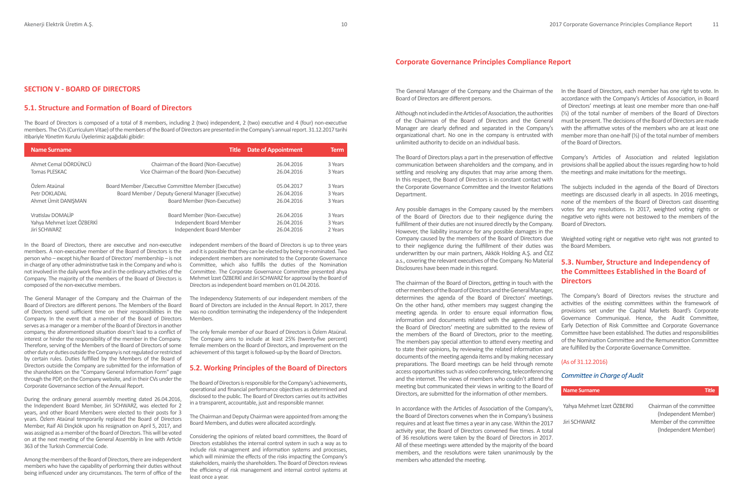## SECTION V - BOARD OF DIRECTORS

### 5.1. Structure and Formation of Board of Directors

The Board of Directors is composed of a total of 8 members, including 2 (two) independent, 2 (two) executive and 4 (four) non-executive members. The CVs (Curriculum Vitae) of the members of the Board of Directors are presented in the Company's annual report. 31.12.2017 tarihi itibariyle Yönetim Kurulu Üyelerimiz aşağıdaki gibidir:

| Name Surname | Title | Date of Appointment | Term |
|---|---|---|---|
| Ahmet Cemal DÖRDÜNCÜ | Chairman of the Board (Non-Executive) | 26.04.2016 | 3 Years |
| Tomas PLESKAC | Vice Chairman of the Board (Non-Executive) | 26.04.2016 | 3 Years |
| Özlem Ataünal | Board Member /Executive Committee Member (Executive) | 05.04.2017 | 3 Years |
| Petr DOKLADAL | Board Member / Deputy General Manager (Executive) | 26.04.2016 | 3 Years |
| Ahmet Ümit DANIŞMAN | Board Member (Non-Executive) | 26.04.2016 | 3 Years |
| Vratislav DOMALİP | Board Member (Non-Executive) | 26.04.2016 | 3 Years |
| Yahya Mehmet İzzet ÖZBERKİ | Independent Board Member | 26.04.2016 | 3 Years |
| Jiri SCHWARZ | Independent Board Member | 26.04.2016 | 2 Years |

In the Board of Directors, there are executive and non-executive members. A non-executive member of the Board of Directors is the person who – except his/her Board of Directors' membership – is not in charge of any other administrative task in the Company and who is not involved in the daily work flow and in the ordinary activities of the Company. The majority of the members of the Board of Directors is composed of the non-executive members.

The General Manager of the Company and the Chairman of the Board of Directors are different persons. The Members of the Board of Directors spend sufficient time on their responsibilities in the Company. In the event that a member of the Board of Directors serves as a manager or a member of the Board of Directors in another company, the aforementioned situation doesn't lead to a conflict of interest or hinder the responsibility of the member in the Company. Therefore, serving of the Members of the Board of Directors of some other duty or duties outside the Company is not regulated or restricted by certain rules. Duties fulfilled by the Members of the Board of Directors outside the Company are submitted for the information of the shareholders on the "Company General Information Form" page through the PDP, on the Company website, and in their CVs under the Corporate Governance section of the Annual Report.

During the ordinary general assembly meeting dated 26.04.2016, the Independent Board Member, Jiri SCHWARZ, was elected for 2 years, and other Board Members were elected to their posts for 3 years. Özlem Ataünal temporarily replaced the Board of Directors Member, Raif Ali Dinçkök upon his resignation on April 5, 2017, and was assigned as a member of the Board of Directors. This will be voted on at the next meeting of the General Assembly in line with Article 363 of the Turkish Commercial Code.

Among the members of the Board of Directors, there are independent members who have the capability of performing their duties without being influenced under any circumstances. The term of office of the independent members of the Board of Directors is up to three years and it is possible that they can be elected by being re-nominated. Two independent members are nominated to the Corporate Governance Committee, which also fulfills the duties of the Nomination Committee. The Corporate Governance Committee presented ahya Mehmet İzzet ÖZBERKİ and Jiri SCHWARZ for approval by the Board of Directors as independent board members on 01.04.2016.

The Independency Statements of our independent members of the Board of Directors are included in the Annual Report. In 2017, there was no condition terminating the independency of the Independent Members.

The only female member of our Board of Directors is Özlem Ataünal. The Company aims to include at least 25% (twenty-five percent) female members on the Board of Directors, and improvement on the achievement of this target is followed-up by the Board of Directors.

### 5.2. Working Principles of the Board of Directors

The Board of Directors is responsible for the Company's achievements, operational and financial performance objectives as determined and disclosed to the public. The Board of Directors carries out its activities in a transparent, accountable, just and responsible manner.

The Chairman and Deputy Chairman were appointed from among the Board Members, and duties were allocated accordingly.

Considering the opinions of related board committees, the Board of Directors establishes the internal control system in such a way as to include risk management and information systems and processes, which will minimize the effects of the risks impacting the Company's stakeholders, mainly the shareholders. The Board of Directors reviews the efficiency of risk management and internal control systems at least once a year.

## Corporate Governance Principles Compliance Report

The General Manager of the Company and the Chairman of the Board of Directors are different persons.

Although not included in the Articles of Association, the authorities of the Chairman of the Board of Directors and the General Manager are clearly defined and separated in the Company's organizational chart. No one in the company is entrusted with unlimited authority to decide on an individual basis.

The Board of Directors plays a part in the preservation of effective communication between shareholders and the company, and in settling and resolving any disputes that may arise among them. In this respect, the Board of Directors is in constant contact with the Corporate Governance Committee and the Investor Relations Department.

Any possible damages in the Company caused by the members of the Board of Directors due to their negligence during the fulfillment of their duties are not insured directly by the Company. However, the liability insurance for any possible damages in the Company caused by the members of the Board of Directors due to their negligence during the fulfillment of their duties was underwritten by our main partners, Akkök Holding A.Ş. and ČEZ a.s., covering the relevant executives of the Company. No Material Disclosures have been made in this regard.

The chairman of the Board of Directors, getting in touch with the other members of the Board of Directors and the General Manager, determines the agenda of the Board of Directors' meetings. On the other hand, other members may suggest changing the meeting agenda. In order to ensure equal information flow, information and documents related with the agenda items of the Board of Directors' meeting are submitted to the review of the members of the Board of Directors, prior to the meeting. The members pay special attention to attend every meeting and to state their opinions, by reviewing the related information and documents of the meeting agenda items and by making necessary preparations. The Board meetings can be held through remote access opportunities such as video conferencing, teleconferencing and the internet. The views of members who couldn't attend the meeting but communicated their views in writing to the Board of Directors, are submitted for the information of other members.

In accordance with the Articles of Association of the Company's, the Board of Directors convenes when the in Company's business requires and at least five times a year in any case. Within the 2017 activity year, the Board of Directors convened five times. A total of 36 resolutions were taken by the Board of Directors in 2017. All of these meetings were attended by the majority of the board members, and the resolutions were taken unanimously by the members who attended the meeting.

In the Board of Directors, each member has one right to vote. In accordance with the Company's Articles of Association, in Board of Directors' meetings at least one member more than one-half (½) of the total number of members of the Board of Directors must be present. The decisions of the Board of Directors are made with the affirmative votes of the members who are at least one member more than one-half (½) of the total number of members of the Board of Directors.

Company's Articles of Association and related legislation provisions shall be applied about the issues regarding how to hold the meetings and make invitations for the meetings.

The subjects included in the agenda of the Board of Directors meetings are discussed clearly in all aspects. In 2016 meetings, none of the members of the Board of Directors cast dissenting votes for any resolutions. In 2017, weighted voting rights or negative veto rights were not bestowed to the members of the Board of Directors.

Weighted voting right or negative veto right was not granted to the Board Members.

### 5.3. Number, Structure and Independency of the Committees Established in the Board of Directors

The Company's Board of Directors revises the structure and activities of the existing committees within the framework of provisions set under the Capital Markets Board's Corporate Governance Communiqué. Hence, the Audit Committee, Early Detection of Risk Committee and Corporate Governance Committee have been established. The duties and responsibilities of the Nomination Committee and the Remuneration Committee are fulfilled by the Corporate Governance Committee.

(As of 31.12.2016)

*Committee in Charge of Audit*

| Name Surname | Title |
|---|---|
| Yahya Mehmet İzzet ÖZBERKİ | Chairman of the committee (Independent Member) |
| Jiri SCHWARZ | Member of the committee (Independent Member) |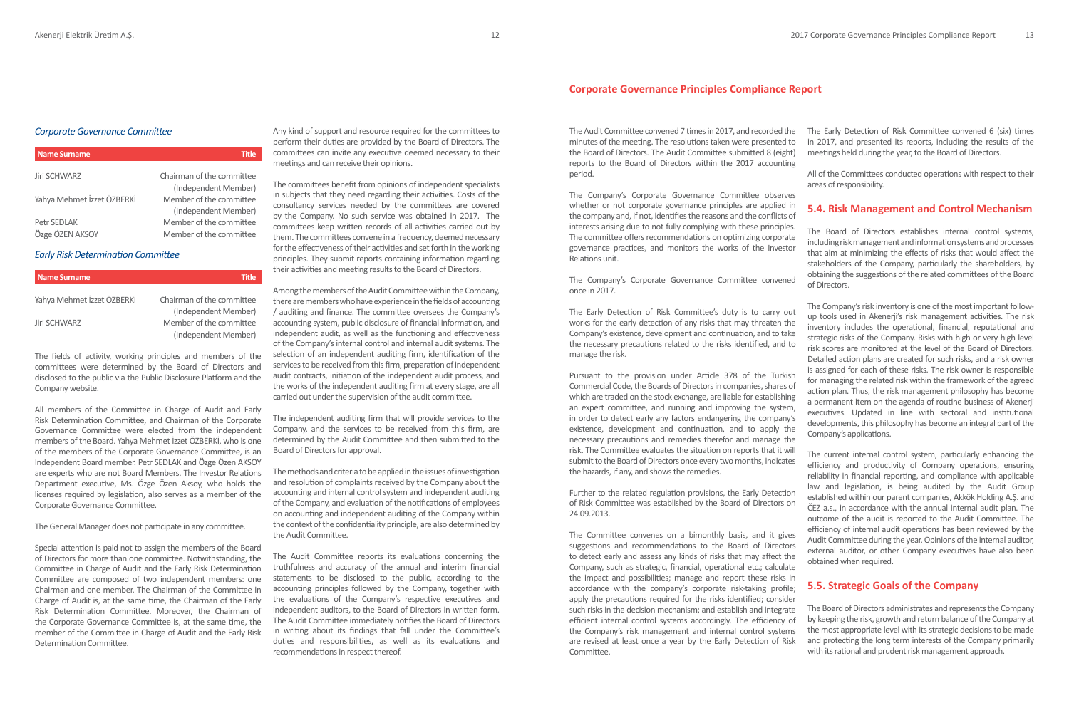### *Corporate Governance Committee*

| Name Surname | Title |
|---|---|
| Jiri SCHWARZ | Chairman of the committee (Independent Member) |
| Yahya Mehmet İzzet ÖZBERKİ | Member of the committee (Independent Member) |
| Petr SEDLAK | Member of the committee |
| Özge ÖZEN AKSOY | Member of the committee |

### *Early Risk Determination Committee*

| Name Surname | Title |
|---|---|
| Yahya Mehmet İzzet ÖZBERKİ | Chairman of the committee (Independent Member) |
| Jiri SCHWARZ | Member of the committee (Independent Member) |

The fields of activity, working principles and members of the committees were determined by the Board of Directors and disclosed to the public via the Public Disclosure Platform and the Company website.

All members of the Committee in Charge of Audit and Early Risk Determination Committee, and Chairman of the Corporate Governance Committee were elected from the independent members of the Board. Yahya Mehmet İzzet ÖZBERKİ, who is one of the members of the Corporate Governance Committee, is an Independent Board member. Petr SEDLAK and Özge Özen AKSOY are experts who are not Board Members. The Investor Relations Department executive, Ms. Özge Özen Aksoy, who holds the licenses required by legislation, also serves as a member of the Corporate Governance Committee.

The General Manager does not participate in any committee.

Special attention is paid not to assign the members of the Board of Directors for more than one committee. Notwithstanding, the Committee in Charge of Audit and the Early Risk Determination Committee are composed of two independent members: one Chairman and one member. The Chairman of the Committee in Charge of Audit is, at the same time, the Chairman of the Early Risk Determination Committee. Moreover, the Chairman of the Corporate Governance Committee is, at the same time, the member of the Committee in Charge of Audit and the Early Risk Determination Committee.

Any kind of support and resource required for the committees to perform their duties are provided by the Board of Directors. The committees can invite any executive deemed necessary to their meetings and can receive their opinions.

The committees benefit from opinions of independent specialists in subjects that they need regarding their activities. Costs of the consultancy services needed by the committees are covered by the Company. No such service was obtained in 2017. The committees keep written records of all activities carried out by them. The committees convene in a frequency, deemed necessary for the effectiveness of their activities and set forth in the working principles. They submit reports containing information regarding their activities and meeting results to the Board of Directors.

Among the members of the Audit Committee within the Company, there are members who have experience in the fields of accounting / auditing and finance. The committee oversees the Company's accounting system, public disclosure of financial information, and independent audit, as well as the functioning and effectiveness of the Company's internal control and internal audit systems. The selection of an independent auditing firm, identification of the services to be received from this firm, preparation of independent audit contracts, initiation of the independent audit process, and the works of the independent auditing firm at every stage, are all carried out under the supervision of the audit committee.

The independent auditing firm that will provide services to the Company, and the services to be received from this firm, are determined by the Audit Committee and then submitted to the Board of Directors for approval.

The methods and criteria to be applied in the issues of investigation and resolution of complaints received by the Company about the accounting and internal control system and independent auditing of the Company, and evaluation of the notifications of employees on accounting and independent auditing of the Company within the context of the confidentiality principle, are also determined by the Audit Committee.

The Audit Committee reports its evaluations concerning the truthfulness and accuracy of the annual and interim financial statements to be disclosed to the public, according to the accounting principles followed by the Company, together with the evaluations of the Company's respective executives and independent auditors, to the Board of Directors in written form. The Audit Committee immediately notifies the Board of Directors in writing about its findings that fall under the Committee's duties and responsibilities, as well as its evaluations and recommendations in respect thereof.

## Corporate Governance Principles Compliance Report

The Audit Committee convened 7 times in 2017, and recorded the minutes of the meeting. The resolutions taken were presented to the Board of Directors. The Audit Committee submitted 8 (eight) reports to the Board of Directors within the 2017 accounting period.

The Company's Corporate Governance Committee observes whether or not corporate governance principles are applied in the company and, if not, identifies the reasons and the conflicts of interests arising due to not fully complying with these principles. The committee offers recommendations on optimizing corporate governance practices, and monitors the works of the Investor Relations unit.

The Company's Corporate Governance Committee convened once in 2017.

The Early Detection of Risk Committee's duty is to carry out works for the early detection of any risks that may threaten the Company's existence, development and continuation, and to take the necessary precautions related to the risks identified, and to manage the risk.

Pursuant to the provision under Article 378 of the Turkish Commercial Code, the Boards of Directors in companies, shares of which are traded on the stock exchange, are liable for establishing an expert committee, and running and improving the system, in order to detect early any factors endangering the company's existence, development and continuation, and to apply the necessary precautions and remedies therefor and manage the risk. The Committee evaluates the situation on reports that it will submit to the Board of Directors once every two months, indicates the hazards, if any, and shows the remedies.

Further to the related regulation provisions, the Early Detection of Risk Committee was established by the Board of Directors on 24.09.2013.

The Committee convenes on a bimonthly basis, and it gives suggestions and recommendations to the Board of Directors to detect early and assess any kinds of risks that may affect the Company, such as strategic, financial, operational etc.; calculate the impact and possibilities; manage and report these risks in accordance with the company's corporate risk-taking profile; apply the precautions required for the risks identified; consider such risks in the decision mechanism; and establish and integrate efficient internal control systems accordingly. The efficiency of the Company's risk management and internal control systems are revised at least once a year by the Early Detection of Risk Committee.

The Early Detection of Risk Committee convened 6 (six) times in 2017, and presented its reports, including the results of the meetings held during the year, to the Board of Directors.

All of the Committees conducted operations with respect to their areas of responsibility.

## 5.4. Risk Management and Control Mechanism

The Board of Directors establishes internal control systems, including risk management and information systems and processes that aim at minimizing the effects of risks that would affect the stakeholders of the Company, particularly the shareholders, by obtaining the suggestions of the related committees of the Board of Directors.

The Company's risk inventory is one of the most important follow-up tools used in Akenerji's risk management activities. The risk inventory includes the operational, financial, reputational and strategic risks of the Company. Risks with high or very high level risk scores are monitored at the level of the Board of Directors. Detailed action plans are created for such risks, and a risk owner is assigned for each of these risks. The risk owner is responsible for managing the related risk within the framework of the agreed action plan. Thus, the risk management philosophy has become a permanent item on the agenda of routine business of Akenerji executives. Updated in line with sectoral and institutional developments, this philosophy has become an integral part of the Company's applications.

The current internal control system, particularly enhancing the efficiency and productivity of Company operations, ensuring reliability in financial reporting, and compliance with applicable law and legislation, is being audited by the Audit Group established within our parent companies, Akkök Holding A.Ş. and ČEZ a.s., in accordance with the annual internal audit plan. The outcome of the audit is reported to the Audit Committee. The efficiency of internal audit operations has been reviewed by the Audit Committee during the year. Opinions of the internal auditor, external auditor, or other Company executives have also been obtained when required.

## 5.5. Strategic Goals of the Company

The Board of Directors administrates and represents the Company by keeping the risk, growth and return balance of the Company at the most appropriate level with its strategic decisions to be made and protecting the long term interests of the Company primarily with its rational and prudent risk management approach.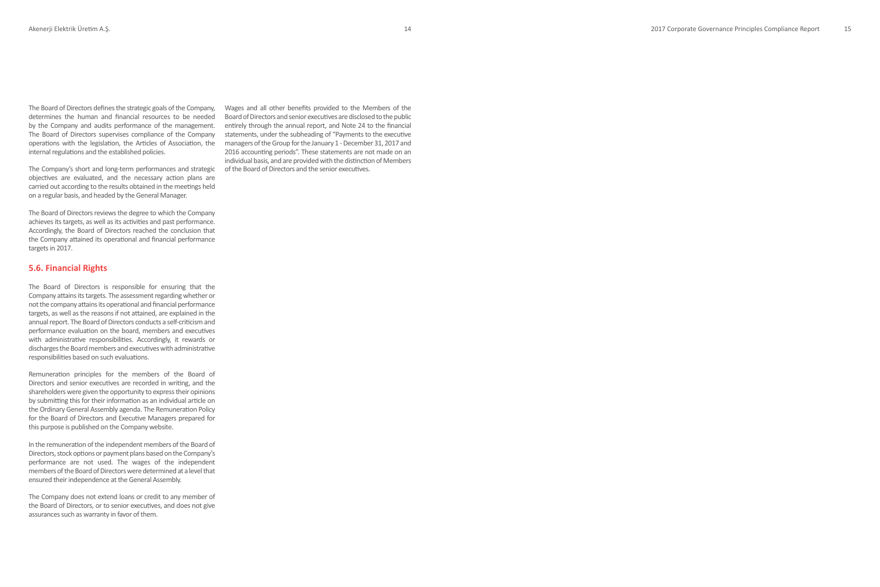The Board of Directors defines the strategic goals of the Company, determines the human and financial resources to be needed by the Company and audits performance of the management. The Board of Directors supervises compliance of the Company operations with the legislation, the Articles of Association, the internal regulations and the established policies.

The Company's short and long-term performances and strategic objectives are evaluated, and the necessary action plans are carried out according to the results obtained in the meetings held on a regular basis, and headed by the General Manager.

The Board of Directors reviews the degree to which the Company achieves its targets, as well as its activities and past performance. Accordingly, the Board of Directors reached the conclusion that the Company attained its operational and financial performance targets in 2017.

## 5.6. Financial Rights

The Board of Directors is responsible for ensuring that the Company attains its targets. The assessment regarding whether or not the company attains its operational and financial performance targets, as well as the reasons if not attained, are explained in the annual report. The Board of Directors conducts a self-criticism and performance evaluation on the board, members and executives with administrative responsibilities. Accordingly, it rewards or discharges the Board members and executives with administrative responsibilities based on such evaluations.

Remuneration principles for the members of the Board of Directors and senior executives are recorded in writing, and the shareholders were given the opportunity to express their opinions by submitting this for their information as an individual article on the Ordinary General Assembly agenda. The Remuneration Policy for the Board of Directors and Executive Managers prepared for this purpose is published on the Company website.

In the remuneration of the independent members of the Board of Directors, stock options or payment plans based on the Company's performance are not used. The wages of the independent members of the Board of Directors were determined at a level that ensured their independence at the General Assembly.

The Company does not extend loans or credit to any member of the Board of Directors, or to senior executives, and does not give assurances such as warranty in favor of them.

Wages and all other benefits provided to the Members of the Board of Directors and senior executives are disclosed to the public entirely through the annual report, and Note 24 to the financial statements, under the subheading of "Payments to the executive managers of the Group for the January 1 - December 31, 2017 and 2016 accounting periods". These statements are not made on an individual basis, and are provided with the distinction of Members of the Board of Directors and the senior executives.